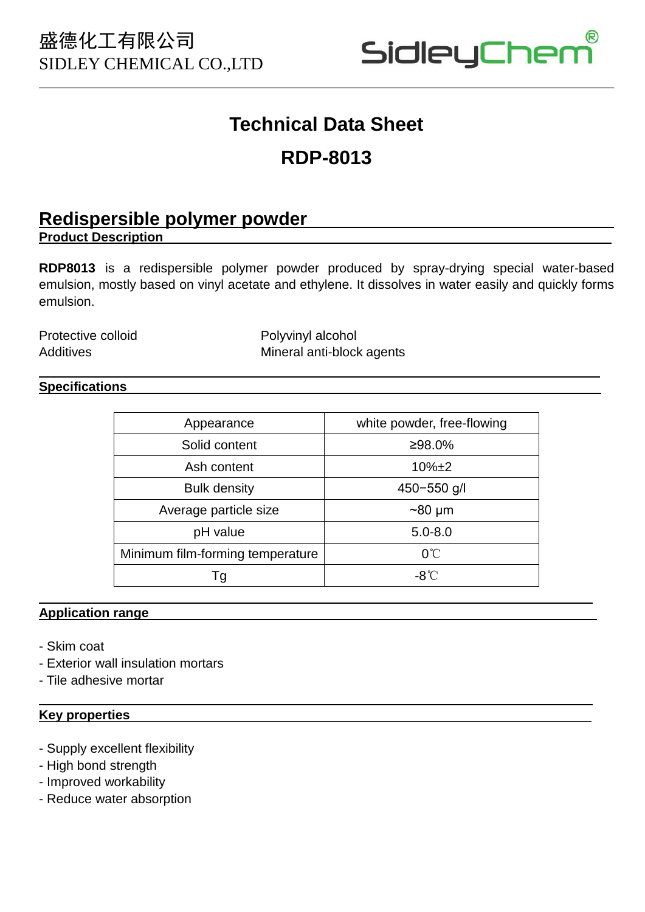盛德化工有限公司
SIDLEY CHEMICAL CO.,LTD

SidleyChem®

# Technical Data Sheet

# RDP-8013

## Redispersible polymer powder

### Product Description

**RDP8013** is a redispersible polymer powder produced by spray-drying special water-based emulsion, mostly based on vinyl acetate and ethylene. It dissolves in water easily and quickly forms emulsion.

| | |
|---|---|
| Protective colloid | Polyvinyl alcohol |
| Additives | Mineral anti-block agents |

### Specifications

| | |
|---|---|
| Appearance | white powder, free-flowing |
| Solid content | ≥98.0% |
| Ash content | 10%±2 |
| Bulk density | 450−550 g/l |
| Average particle size | ~80 μm |
| pH value | 5.0-8.0 |
| Minimum film-forming temperature | 0℃ |
| Tg | -8℃ |

### Application range

- Skim coat
- Exterior wall insulation mortars
- Tile adhesive mortar

### Key properties

- Supply excellent flexibility
- High bond strength
- Improved workability
- Reduce water absorption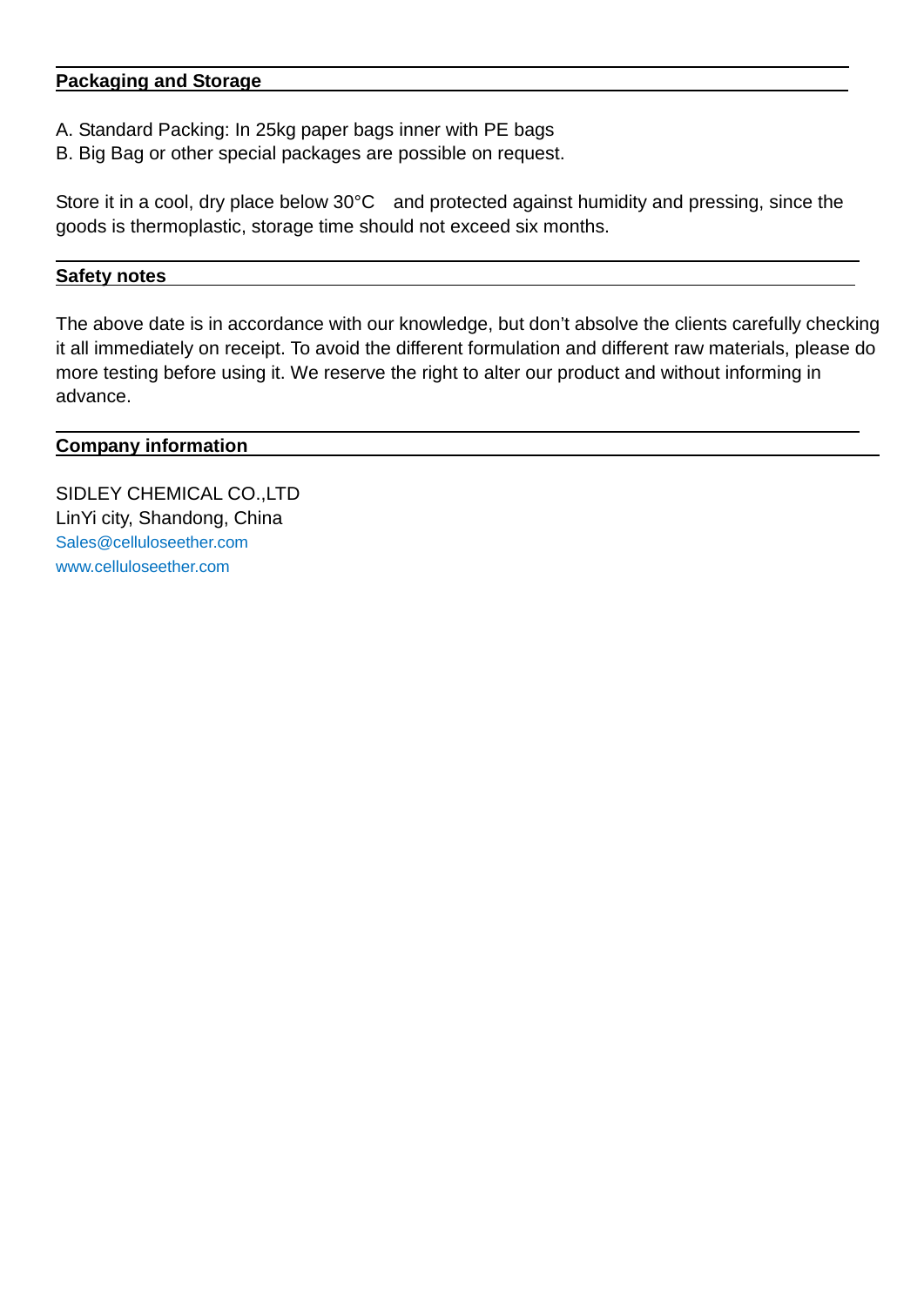## Packaging and Storage

A. Standard Packing: In 25kg paper bags inner with PE bags
B. Big Bag or other special packages are possible on request.

Store it in a cool, dry place below 30°C and protected against humidity and pressing, since the goods is thermoplastic, storage time should not exceed six months.

## Safety notes

The above date is in accordance with our knowledge, but don't absolve the clients carefully checking it all immediately on receipt. To avoid the different formulation and different raw materials, please do more testing before using it. We reserve the right to alter our product and without informing in advance.

## Company information

SIDLEY CHEMICAL CO.,LTD
LinYi city, Shandong, China
Sales@celluloseether.com
www.celluloseether.com